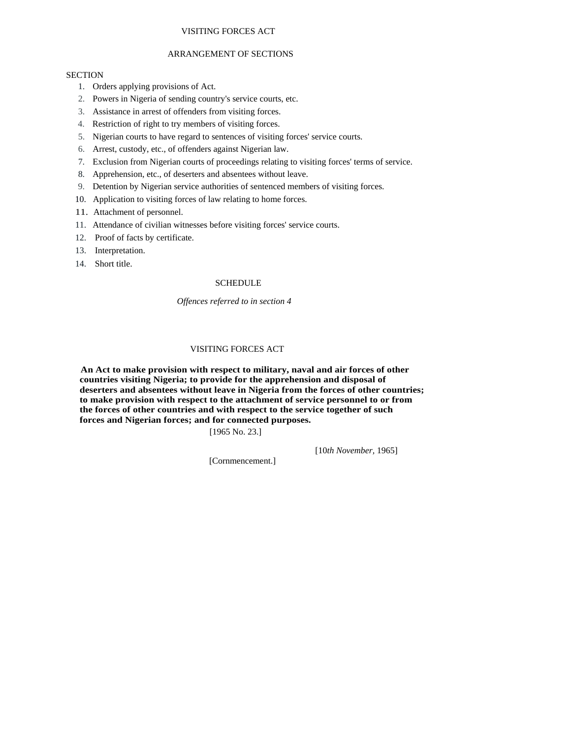# VISITING FORCES ACT

## ARRANGEMENT OF SECTIONS

SECTION

1. Orders applying provisions of Act.
2. Powers in Nigeria of sending country's service courts, etc.
3. Assistance in arrest of offenders from visiting forces.
4. Restriction of right to try members of visiting forces.
5. Nigerian courts to have regard to sentences of visiting forces' service courts.
6. Arrest, custody, etc., of offenders against Nigerian law.
7. Exclusion from Nigerian courts of proceedings relating to visiting forces' terms of service.
8. Apprehension, etc., of deserters and absentees without leave.
9. Detention by Nigerian service authorities of sentenced members of visiting forces.
10. Application to visiting forces of law relating to home forces.

11. Attachment of personnel.

11. Attendance of civilian witnesses before visiting forces' service courts.

12. Proof of facts by certificate.

13. Interpretation.

14. Short title.

SCHEDULE

*Offences referred to in section 4*

# VISITING FORCES ACT

**An Act to make provision with respect to military, naval and air forces of other countries visiting Nigeria; to provide for the apprehension and disposal of deserters and absentees without leave in Nigeria from the forces of other countries; to make provision with respect to the attachment of service personnel to or from the forces of other countries and with respect to the service together of such forces and Nigerian forces; and for connected purposes.**

[1965 No. 23.]

[10*th November,* 1965]

[Cornmencement.]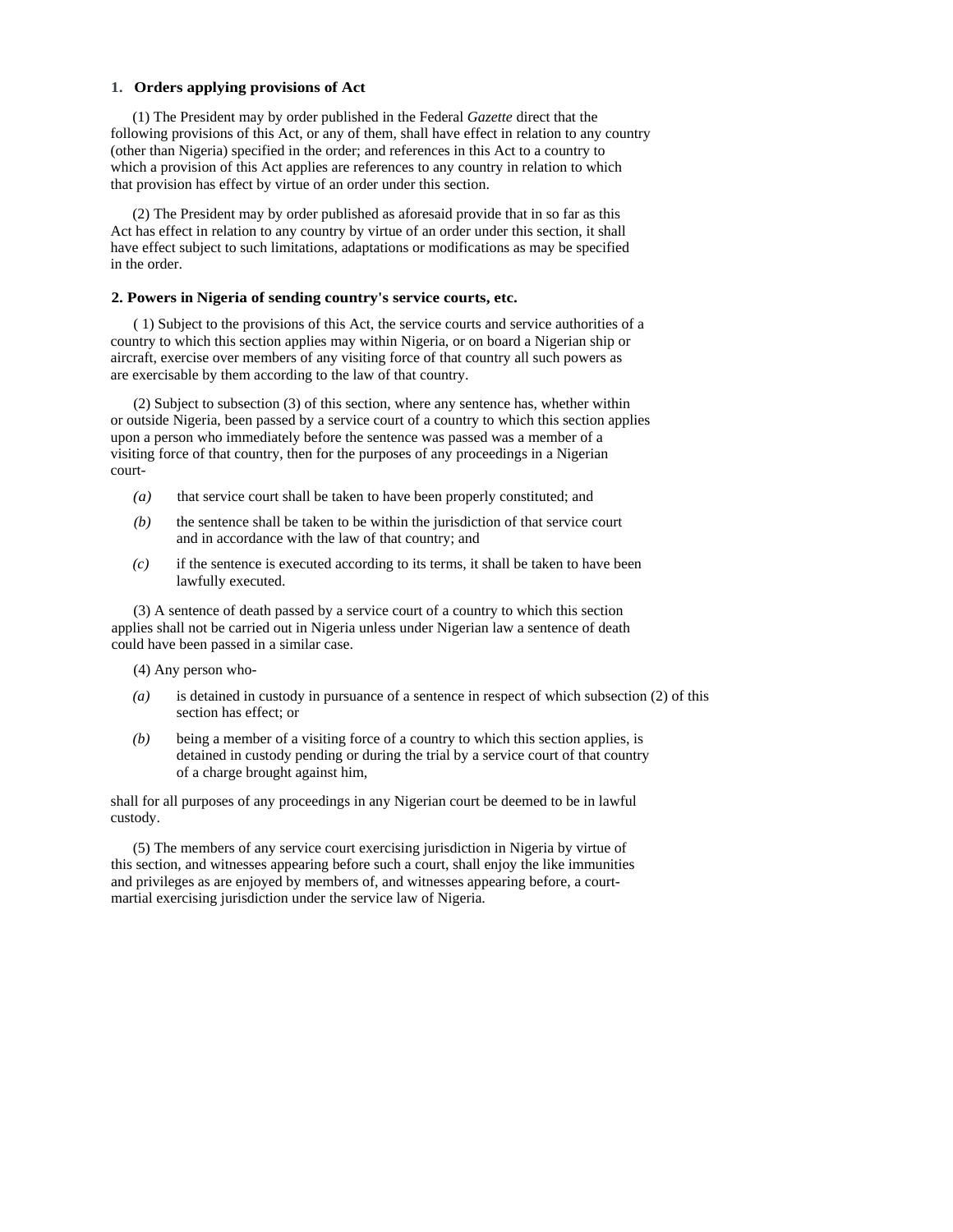**1. Orders applying provisions of Act**

(1) The President may by order published in the Federal *Gazette* direct that the following provisions of this Act, or any of them, shall have effect in relation to any country (other than Nigeria) specified in the order; and references in this Act to a country to which a provision of this Act applies are references to any country in relation to which that provision has effect by virtue of an order under this section.

(2) The President may by order published as aforesaid provide that in so far as this Act has effect in relation to any country by virtue of an order under this section, it shall have effect subject to such limitations, adaptations or modifications as may be specified in the order.

**2. Powers in Nigeria of sending country's service courts, etc.**

( 1) Subject to the provisions of this Act, the service courts and service authorities of a country to which this section applies may within Nigeria, or on board a Nigerian ship or aircraft, exercise over members of any visiting force of that country all such powers as are exercisable by them according to the law of that country.

(2) Subject to subsection (3) of this section, where any sentence has, whether within or outside Nigeria, been passed by a service court of a country to which this section applies upon a person who immediately before the sentence was passed was a member of a visiting force of that country, then for the purposes of any proceedings in a Nigerian court-

*(a)* that service court shall be taken to have been properly constituted; and

*(b)* the sentence shall be taken to be within the jurisdiction of that service court and in accordance with the law of that country; and

*(c)* if the sentence is executed according to its terms, it shall be taken to have been lawfully executed.

(3) A sentence of death passed by a service court of a country to which this section applies shall not be carried out in Nigeria unless under Nigerian law a sentence of death could have been passed in a similar case.

(4) Any person who-

*(a)* is detained in custody in pursuance of a sentence in respect of which subsection (2) of this section has effect; or

*(b)* being a member of a visiting force of a country to which this section applies, is detained in custody pending or during the trial by a service court of that country of a charge brought against him,

shall for all purposes of any proceedings in any Nigerian court be deemed to be in lawful custody.

(5) The members of any service court exercising jurisdiction in Nigeria by virtue of this section, and witnesses appearing before such a court, shall enjoy the like immunities and privileges as are enjoyed by members of, and witnesses appearing before, a court-martial exercising jurisdiction under the service law of Nigeria.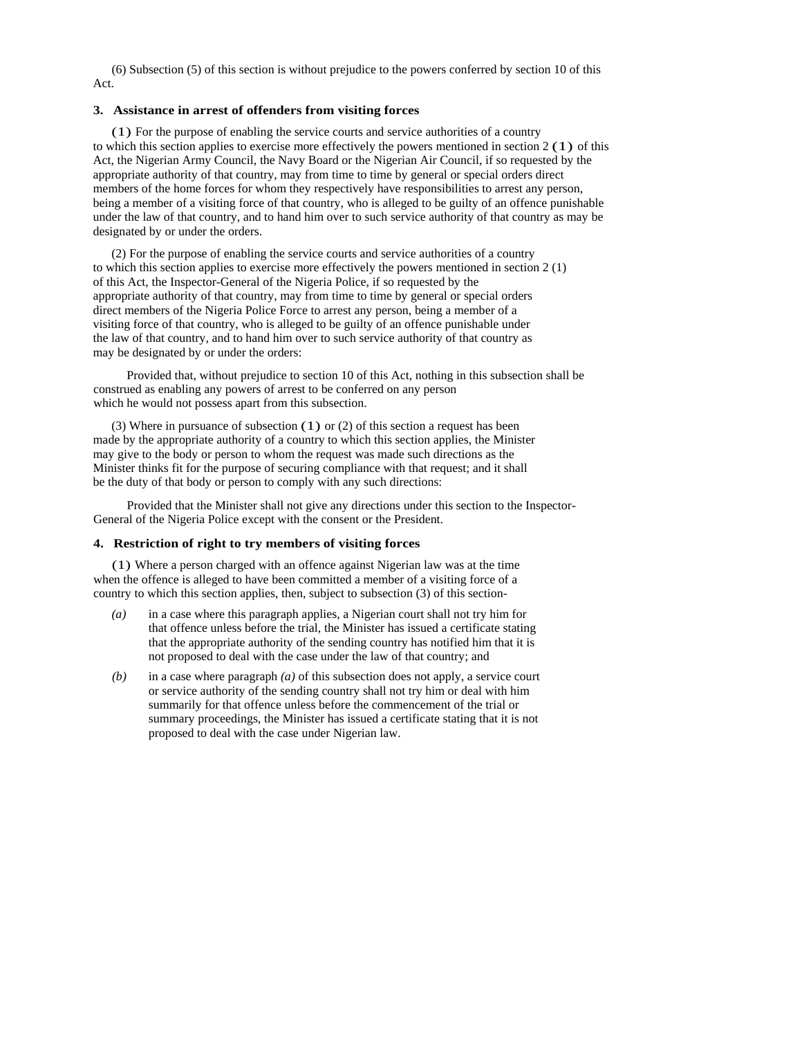(6) Subsection (5) of this section is without prejudice to the powers conferred by section 10 of this Act.

### 3. Assistance in arrest of offenders from visiting forces

(1) For the purpose of enabling the service courts and service authorities of a country to which this section applies to exercise more effectively the powers mentioned in section 2 (1) of this Act, the Nigerian Army Council, the Navy Board or the Nigerian Air Council, if so requested by the appropriate authority of that country, may from time to time by general or special orders direct members of the home forces for whom they respectively have responsibilities to arrest any person, being a member of a visiting force of that country, who is alleged to be guilty of an offence punishable under the law of that country, and to hand him over to such service authority of that country as may be designated by or under the orders.

(2) For the purpose of enabling the service courts and service authorities of a country to which this section applies to exercise more effectively the powers mentioned in section 2 (1) of this Act, the Inspector-General of the Nigeria Police, if so requested by the appropriate authority of that country, may from time to time by general or special orders direct members of the Nigeria Police Force to arrest any person, being a member of a visiting force of that country, who is alleged to be guilty of an offence punishable under the law of that country, and to hand him over to such service authority of that country as may be designated by or under the orders:

Provided that, without prejudice to section 10 of this Act, nothing in this subsection shall be construed as enabling any powers of arrest to be conferred on any person which he would not possess apart from this subsection.

(3) Where in pursuance of subsection (1) or (2) of this section a request has been made by the appropriate authority of a country to which this section applies, the Minister may give to the body or person to whom the request was made such directions as the Minister thinks fit for the purpose of securing compliance with that request; and it shall be the duty of that body or person to comply with any such directions:

Provided that the Minister shall not give any directions under this section to the Inspector-General of the Nigeria Police except with the consent or the President.

### 4. Restriction of right to try members of visiting forces

(1) Where a person charged with an offence against Nigerian law was at the time when the offence is alleged to have been committed a member of a visiting force of a country to which this section applies, then, subject to subsection (3) of this section-

*(a)* in a case where this paragraph applies, a Nigerian court shall not try him for that offence unless before the trial, the Minister has issued a certificate stating that the appropriate authority of the sending country has notified him that it is not proposed to deal with the case under the law of that country; and

*(b)* in a case where paragraph *(a)* of this subsection does not apply, a service court or service authority of the sending country shall not try him or deal with him summarily for that offence unless before the commencement of the trial or summary proceedings, the Minister has issued a certificate stating that it is not proposed to deal with the case under Nigerian law.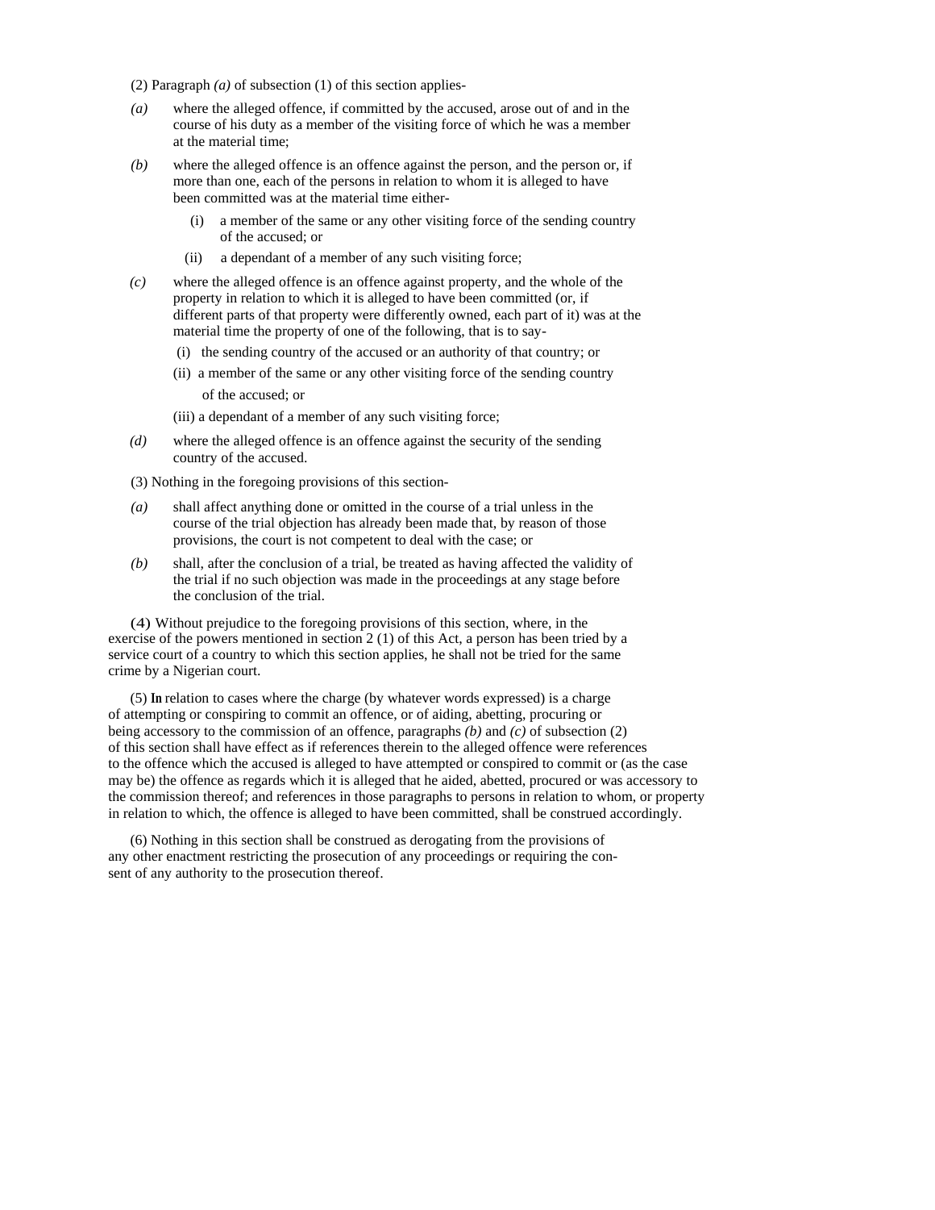(2) Paragraph *(a)* of subsection (1) of this section applies-

*(a)* where the alleged offence, if committed by the accused, arose out of and in the course of his duty as a member of the visiting force of which he was a member at the material time;

*(b)* where the alleged offence is an offence against the person, and the person or, if more than one, each of the persons in relation to whom it is alleged to have been committed was at the material time either-

(i) a member of the same or any other visiting force of the sending country of the accused; or

(ii) a dependant of a member of any such visiting force;

*(c)* where the alleged offence is an offence against property, and the whole of the property in relation to which it is alleged to have been committed (or, if different parts of that property were differently owned, each part of it) was at the material time the property of one of the following, that is to say-

(i) the sending country of the accused or an authority of that country; or

(ii) a member of the same or any other visiting force of the sending country of the accused; or

(iii) a dependant of a member of any such visiting force;

*(d)* where the alleged offence is an offence against the security of the sending country of the accused.

(3) Nothing in the foregoing provisions of this section-

*(a)* shall affect anything done or omitted in the course of a trial unless in the course of the trial objection has already been made that, by reason of those provisions, the court is not competent to deal with the case; or

*(b)* shall, after the conclusion of a trial, be treated as having affected the validity of the trial if no such objection was made in the proceedings at any stage before the conclusion of the trial.

(4) Without prejudice to the foregoing provisions of this section, where, in the exercise of the powers mentioned in section 2 (1) of this Act, a person has been tried by a service court of a country to which this section applies, he shall not be tried for the same crime by a Nigerian court.

(5) In relation to cases where the charge (by whatever words expressed) is a charge of attempting or conspiring to commit an offence, or of aiding, abetting, procuring or being accessory to the commission of an offence, paragraphs *(b)* and *(c)* of subsection (2) of this section shall have effect as if references therein to the alleged offence were references to the offence which the accused is alleged to have attempted or conspired to commit or (as the case may be) the offence as regards which it is alleged that he aided, abetted, procured or was accessory to the commission thereof; and references in those paragraphs to persons in relation to whom, or property in relation to which, the offence is alleged to have been committed, shall be construed accordingly.

(6) Nothing in this section shall be construed as derogating from the provisions of any other enactment restricting the prosecution of any proceedings or requiring the consent of any authority to the prosecution thereof.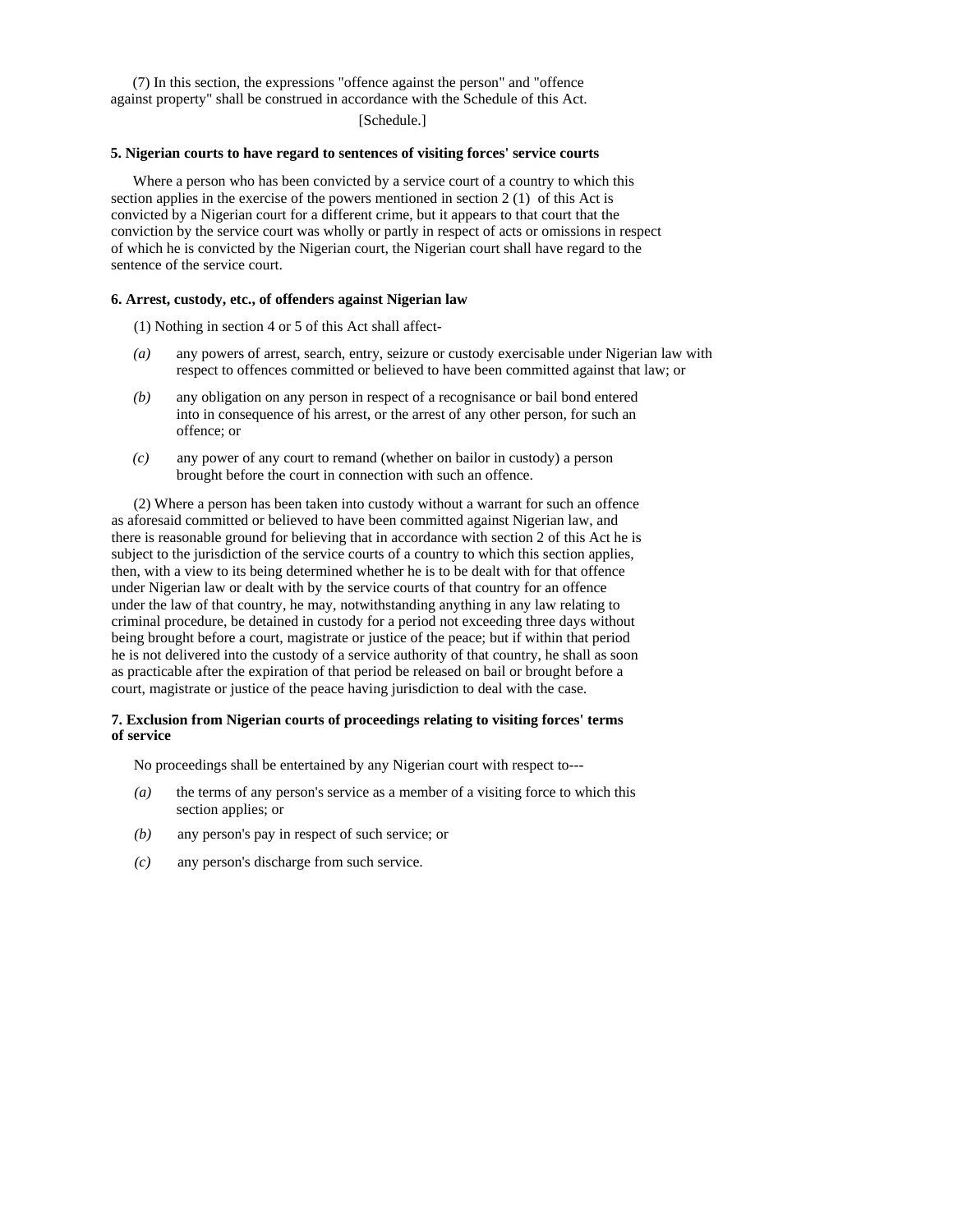(7) In this section, the expressions "offence against the person" and "offence against property" shall be construed in accordance with the Schedule of this Act.

[Schedule.]

**5. Nigerian courts to have regard to sentences of visiting forces' service courts**

Where a person who has been convicted by a service court of a country to which this section applies in the exercise of the powers mentioned in section 2 (1) of this Act is convicted by a Nigerian court for a different crime, but it appears to that court that the conviction by the service court was wholly or partly in respect of acts or omissions in respect of which he is convicted by the Nigerian court, the Nigerian court shall have regard to the sentence of the service court.

**6. Arrest, custody, etc., of offenders against Nigerian law**

(1) Nothing in section 4 or 5 of this Act shall affect-

*(a)* any powers of arrest, search, entry, seizure or custody exercisable under Nigerian law with respect to offences committed or believed to have been committed against that law; or

*(b)* any obligation on any person in respect of a recognisance or bail bond entered into in consequence of his arrest, or the arrest of any other person, for such an offence; or

*(c)* any power of any court to remand (whether on bailor in custody) a person brought before the court in connection with such an offence.

(2) Where a person has been taken into custody without a warrant for such an offence as aforesaid committed or believed to have been committed against Nigerian law, and there is reasonable ground for believing that in accordance with section 2 of this Act he is subject to the jurisdiction of the service courts of a country to which this section applies, then, with a view to its being determined whether he is to be dealt with for that offence under Nigerian law or dealt with by the service courts of that country for an offence under the law of that country, he may, notwithstanding anything in any law relating to criminal procedure, be detained in custody for a period not exceeding three days without being brought before a court, magistrate or justice of the peace; but if within that period he is not delivered into the custody of a service authority of that country, he shall as soon as practicable after the expiration of that period be released on bail or brought before a court, magistrate or justice of the peace having jurisdiction to deal with the case.

**7. Exclusion from Nigerian courts of proceedings relating to visiting forces' terms of service**

No proceedings shall be entertained by any Nigerian court with respect to---

*(a)* the terms of any person's service as a member of a visiting force to which this section applies; or

*(b)* any person's pay in respect of such service; or

*(c)* any person's discharge from such service.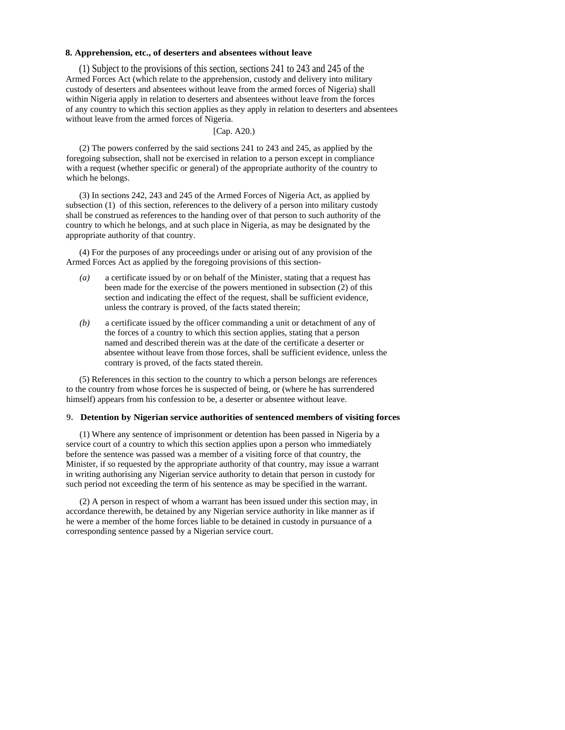**8. Apprehension, etc., of deserters and absentees without leave**

(1) Subject to the provisions of this section, sections 241 to 243 and 245 of the Armed Forces Act (which relate to the apprehension, custody and delivery into military custody of deserters and absentees without leave from the armed forces of Nigeria) shall within Nigeria apply in relation to deserters and absentees without leave from the forces of any country to which this section applies as they apply in relation to deserters and absentees without leave from the armed forces of Nigeria.

[Cap. A20.]

(2) The powers conferred by the said sections 241 to 243 and 245, as applied by the foregoing subsection, shall not be exercised in relation to a person except in compliance with a request (whether specific or general) of the appropriate authority of the country to which he belongs.

(3) In sections 242, 243 and 245 of the Armed Forces of Nigeria Act, as applied by subsection (1) of this section, references to the delivery of a person into military custody shall be construed as references to the handing over of that person to such authority of the country to which he belongs, and at such place in Nigeria, as may be designated by the appropriate authority of that country.

(4) For the purposes of any proceedings under or arising out of any provision of the Armed Forces Act as applied by the foregoing provisions of this section-

*(a)* a certificate issued by or on behalf of the Minister, stating that a request has been made for the exercise of the powers mentioned in subsection (2) of this section and indicating the effect of the request, shall be sufficient evidence, unless the contrary is proved, of the facts stated therein;

*(b)* a certificate issued by the officer commanding a unit or detachment of any of the forces of a country to which this section applies, stating that a person named and described therein was at the date of the certificate a deserter or absentee without leave from those forces, shall be sufficient evidence, unless the contrary is proved, of the facts stated therein.

(5) References in this section to the country to which a person belongs are references to the country from whose forces he is suspected of being, or (where he has surrendered himself) appears from his confession to be, a deserter or absentee without leave.

**9. Detention by Nigerian service authorities of sentenced members of visiting forces**

(1) Where any sentence of imprisonment or detention has been passed in Nigeria by a service court of a country to which this section applies upon a person who immediately before the sentence was passed was a member of a visiting force of that country, the Minister, if so requested by the appropriate authority of that country, may issue a warrant in writing authorising any Nigerian service authority to detain that person in custody for such period not exceeding the term of his sentence as may be specified in the warrant.

(2) A person in respect of whom a warrant has been issued under this section may, in accordance therewith, be detained by any Nigerian service authority in like manner as if he were a member of the home forces liable to be detained in custody in pursuance of a corresponding sentence passed by a Nigerian service court.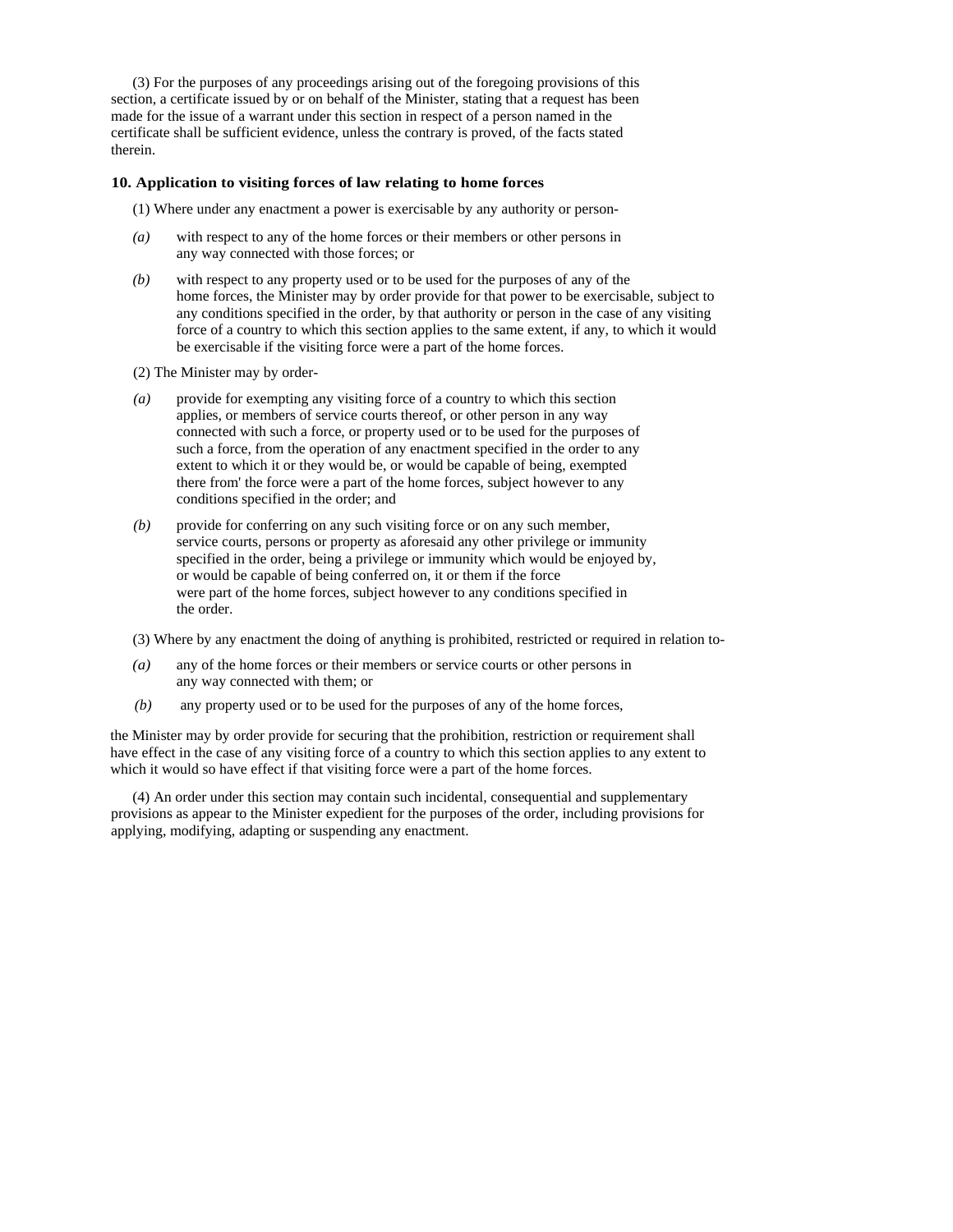(3) For the purposes of any proceedings arising out of the foregoing provisions of this section, a certificate issued by or on behalf of the Minister, stating that a request has been made for the issue of a warrant under this section in respect of a person named in the certificate shall be sufficient evidence, unless the contrary is proved, of the facts stated therein.

**10. Application to visiting forces of law relating to home forces**

(1) Where under any enactment a power is exercisable by any authority or person-

*(a)* with respect to any of the home forces or their members or other persons in any way connected with those forces; or

*(b)* with respect to any property used or to be used for the purposes of any of the home forces, the Minister may by order provide for that power to be exercisable, subject to any conditions specified in the order, by that authority or person in the case of any visiting force of a country to which this section applies to the same extent, if any, to which it would be exercisable if the visiting force were a part of the home forces.

(2) The Minister may by order-

*(a)* provide for exempting any visiting force of a country to which this section applies, or members of service courts thereof, or other person in any way connected with such a force, or property used or to be used for the purposes of such a force, from the operation of any enactment specified in the order to any extent to which it or they would be, or would be capable of being, exempted there from' the force were a part of the home forces, subject however to any conditions specified in the order; and

*(b)* provide for conferring on any such visiting force or on any such member, service courts, persons or property as aforesaid any other privilege or immunity specified in the order, being a privilege or immunity which would be enjoyed by, or would be capable of being conferred on, it or them if the force were part of the home forces, subject however to any conditions specified in the order.

(3) Where by any enactment the doing of anything is prohibited, restricted or required in relation to-

*(a)* any of the home forces or their members or service courts or other persons in any way connected with them; or

*(b)* any property used or to be used for the purposes of any of the home forces,

the Minister may by order provide for securing that the prohibition, restriction or requirement shall have effect in the case of any visiting force of a country to which this section applies to any extent to which it would so have effect if that visiting force were a part of the home forces.

(4) An order under this section may contain such incidental, consequential and supplementary provisions as appear to the Minister expedient for the purposes of the order, including provisions for applying, modifying, adapting or suspending any enactment.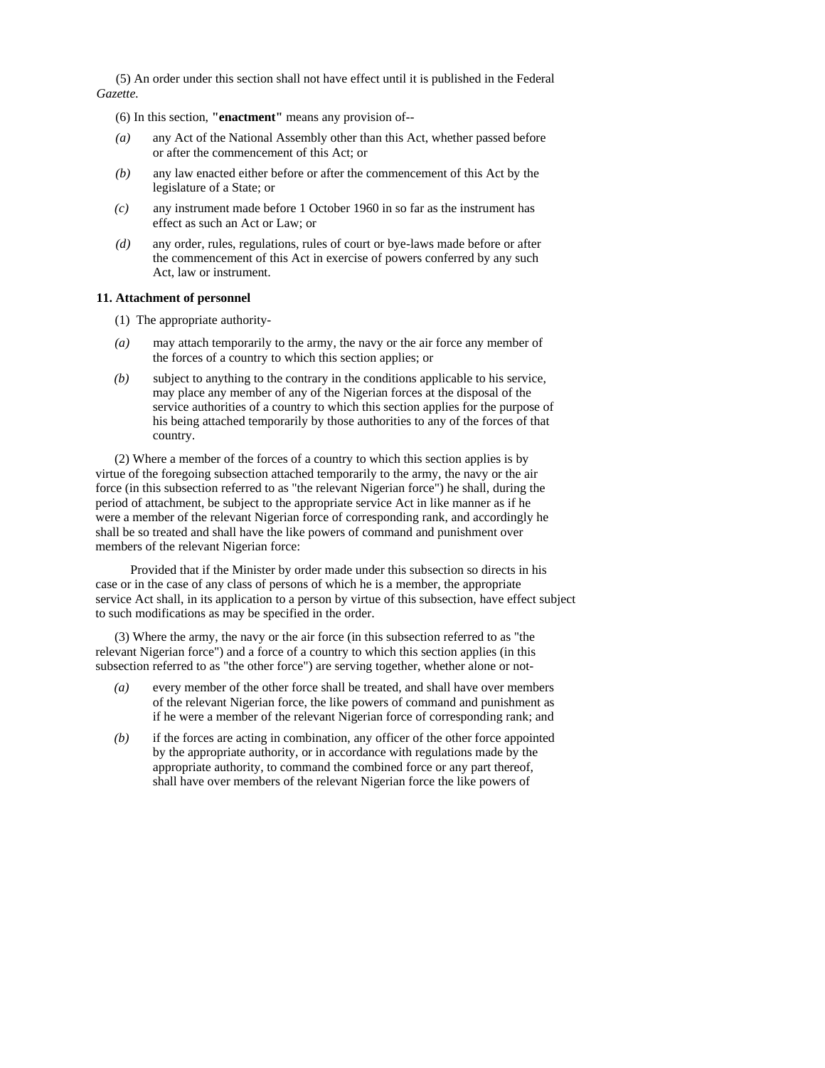(5) An order under this section shall not have effect until it is published in the Federal *Gazette.*

(6) In this section, **"enactment"** means any provision of--

*(a)* any Act of the National Assembly other than this Act, whether passed before or after the commencement of this Act; or

*(b)* any law enacted either before or after the commencement of this Act by the legislature of a State; or

*(c)* any instrument made before 1 October 1960 in so far as the instrument has effect as such an Act or Law; or

*(d)* any order, rules, regulations, rules of court or bye-laws made before or after the commencement of this Act in exercise of powers conferred by any such Act, law or instrument.

**11. Attachment of personnel**

(1) The appropriate authority-

*(a)* may attach temporarily to the army, the navy or the air force any member of the forces of a country to which this section applies; or

*(b)* subject to anything to the contrary in the conditions applicable to his service, may place any member of any of the Nigerian forces at the disposal of the service authorities of a country to which this section applies for the purpose of his being attached temporarily by those authorities to any of the forces of that country.

(2) Where a member of the forces of a country to which this section applies is by virtue of the foregoing subsection attached temporarily to the army, the navy or the air force (in this subsection referred to as "the relevant Nigerian force") he shall, during the period of attachment, be subject to the appropriate service Act in like manner as if he were a member of the relevant Nigerian force of corresponding rank, and accordingly he shall be so treated and shall have the like powers of command and punishment over members of the relevant Nigerian force:

Provided that if the Minister by order made under this subsection so directs in his case or in the case of any class of persons of which he is a member, the appropriate service Act shall, in its application to a person by virtue of this subsection, have effect subject to such modifications as may be specified in the order.

(3) Where the army, the navy or the air force (in this subsection referred to as "the relevant Nigerian force") and a force of a country to which this section applies (in this subsection referred to as "the other force") are serving together, whether alone or not-

*(a)* every member of the other force shall be treated, and shall have over members of the relevant Nigerian force, the like powers of command and punishment as if he were a member of the relevant Nigerian force of corresponding rank; and

*(b)* if the forces are acting in combination, any officer of the other force appointed by the appropriate authority, or in accordance with regulations made by the appropriate authority, to command the combined force or any part thereof, shall have over members of the relevant Nigerian force the like powers of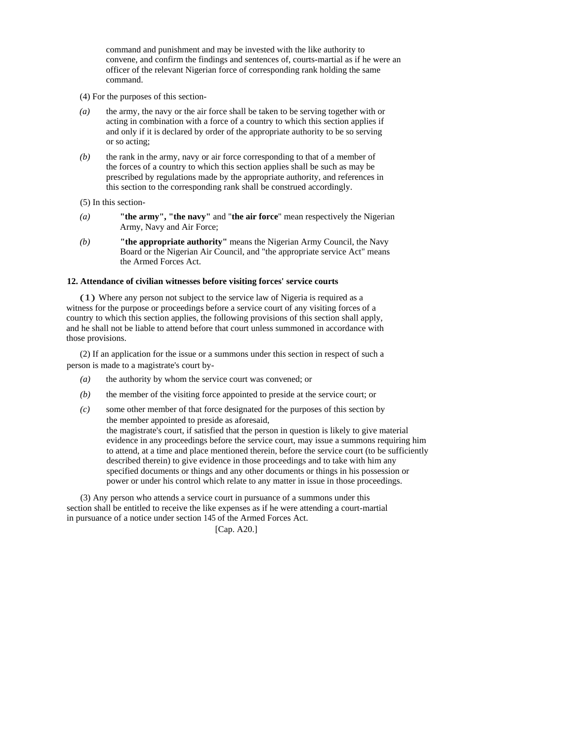command and punishment and may be invested with the like authority to convene, and confirm the findings and sentences of, courts-martial as if he were an officer of the relevant Nigerian force of corresponding rank holding the same command.

(4) For the purposes of this section-

*(a)* the army, the navy or the air force shall be taken to be serving together with or acting in combination with a force of a country to which this section applies if and only if it is declared by order of the appropriate authority to be so serving or so acting;

*(b)* the rank in the army, navy or air force corresponding to that of a member of the forces of a country to which this section applies shall be such as may be prescribed by regulations made by the appropriate authority, and references in this section to the corresponding rank shall be construed accordingly.

(5) In this section-

*(a)* **"the army", "the navy"** and "**the air force**" mean respectively the Nigerian Army, Navy and Air Force;

*(b)* **"the appropriate authority"** means the Nigerian Army Council, the Navy Board or the Nigerian Air Council, and "the appropriate service Act" means the Armed Forces Act.

**12. Attendance of civilian witnesses before visiting forces' service courts**

**(1)** Where any person not subject to the service law of Nigeria is required as a witness for the purpose or proceedings before a service court of any visiting forces of a country to which this section applies, the following provisions of this section shall apply, and he shall not be liable to attend before that court unless summoned in accordance with those provisions.

(2) If an application for the issue or a summons under this section in respect of such a person is made to a magistrate's court by-

*(a)* the authority by whom the service court was convened; or

*(b)* the member of the visiting force appointed to preside at the service court; or

*(c)* some other member of that force designated for the purposes of this section by the member appointed to preside as aforesaid,

the magistrate's court, if satisfied that the person in question is likely to give material evidence in any proceedings before the service court, may issue a summons requiring him to attend, at a time and place mentioned therein, before the service court (to be sufficiently described therein) to give evidence in those proceedings and to take with him any specified documents or things and any other documents or things in his possession or power or under his control which relate to any matter in issue in those proceedings.

(3) Any person who attends a service court in pursuance of a summons under this section shall be entitled to receive the like expenses as if he were attending a court-martial in pursuance of a notice under section 145 of the Armed Forces Act.

[Cap. A20.]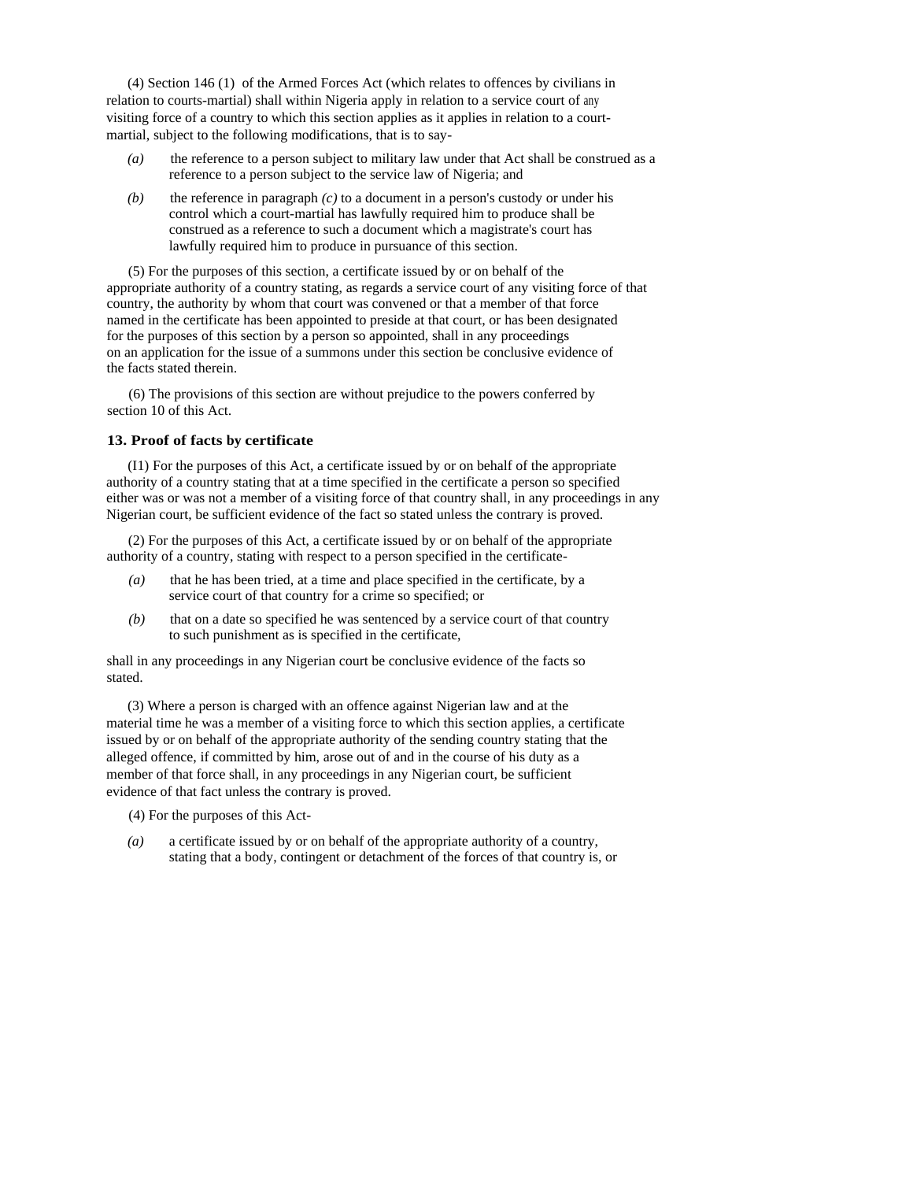(4) Section 146 (1) of the Armed Forces Act (which relates to offences by civilians in relation to courts-martial) shall within Nigeria apply in relation to a service court of any visiting force of a country to which this section applies as it applies in relation to a court-martial, subject to the following modifications, that is to say-

*(a)* the reference to a person subject to military law under that Act shall be construed as a reference to a person subject to the service law of Nigeria; and

*(b)* the reference in paragraph *(c)* to a document in a person's custody or under his control which a court-martial has lawfully required him to produce shall be construed as a reference to such a document which a magistrate's court has lawfully required him to produce in pursuance of this section.

(5) For the purposes of this section, a certificate issued by or on behalf of the appropriate authority of a country stating, as regards a service court of any visiting force of that country, the authority by whom that court was convened or that a member of that force named in the certificate has been appointed to preside at that court, or has been designated for the purposes of this section by a person so appointed, shall in any proceedings on an application for the issue of a summons under this section be conclusive evidence of the facts stated therein.

(6) The provisions of this section are without prejudice to the powers conferred by section 10 of this Act.

**13. Proof of facts by certificate**

(I1) For the purposes of this Act, a certificate issued by or on behalf of the appropriate authority of a country stating that at a time specified in the certificate a person so specified either was or was not a member of a visiting force of that country shall, in any proceedings in any Nigerian court, be sufficient evidence of the fact so stated unless the contrary is proved.

(2) For the purposes of this Act, a certificate issued by or on behalf of the appropriate authority of a country, stating with respect to a person specified in the certificate-

*(a)* that he has been tried, at a time and place specified in the certificate, by a service court of that country for a crime so specified; or

*(b)* that on a date so specified he was sentenced by a service court of that country to such punishment as is specified in the certificate,

shall in any proceedings in any Nigerian court be conclusive evidence of the facts so stated.

(3) Where a person is charged with an offence against Nigerian law and at the material time he was a member of a visiting force to which this section applies, a certificate issued by or on behalf of the appropriate authority of the sending country stating that the alleged offence, if committed by him, arose out of and in the course of his duty as a member of that force shall, in any proceedings in any Nigerian court, be sufficient evidence of that fact unless the contrary is proved.

(4) For the purposes of this Act-

*(a)* a certificate issued by or on behalf of the appropriate authority of a country, stating that a body, contingent or detachment of the forces of that country is, or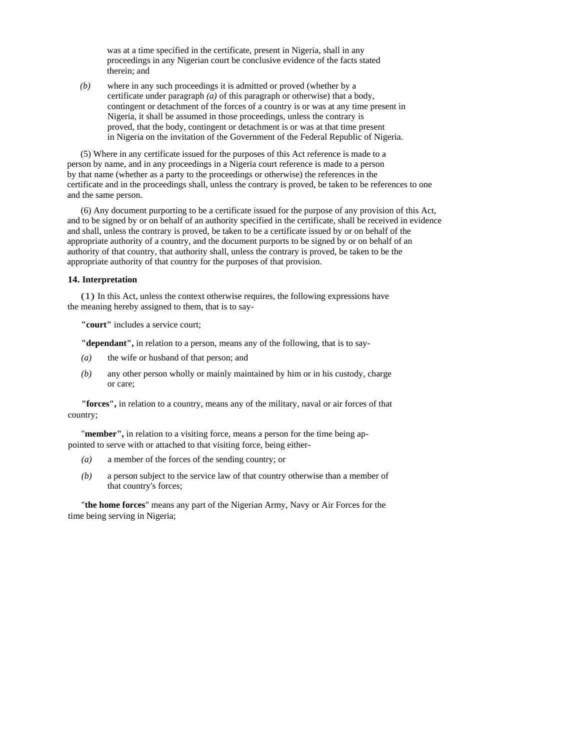was at a time specified in the certificate, present in Nigeria, shall in any proceedings in any Nigerian court be conclusive evidence of the facts stated therein; and

*(b)* where in any such proceedings it is admitted or proved (whether by a certificate under paragraph *(a)* of this paragraph or otherwise) that a body, contingent or detachment of the forces of a country is or was at any time present in Nigeria, it shall be assumed in those proceedings, unless the contrary is proved, that the body, contingent or detachment is or was at that time present in Nigeria on the invitation of the Government of the Federal Republic of Nigeria.

(5) Where in any certificate issued for the purposes of this Act reference is made to a person by name, and in any proceedings in a Nigeria court reference is made to a person by that name (whether as a party to the proceedings or otherwise) the references in the certificate and in the proceedings shall, unless the contrary is proved, be taken to be references to one and the same person.

(6) Any document purporting to be a certificate issued for the purpose of any provision of this Act, and to be signed by or on behalf of an authority specified in the certificate, shall be received in evidence and shall, unless the contrary is proved, be taken to be a certificate issued by or on behalf of the appropriate authority of a country, and the document purports to be signed by or on behalf of an authority of that country, that authority shall, unless the contrary is proved, be taken to be the appropriate authority of that country for the purposes of that provision.

### 14. Interpretation

(1) In this Act, unless the context otherwise requires, the following expressions have the meaning hereby assigned to them, that is to say-

**"court"** includes a service court;

**"dependant",** in relation to a person, means any of the following, that is to say-

*(a)* the wife or husband of that person; and

*(b)* any other person wholly or mainly maintained by him or in his custody, charge or care;

**"forces",** in relation to a country, means any of the military, naval or air forces of that country;

"**member",** in relation to a visiting force, means a person for the time being appointed to serve with or attached to that visiting force, being either-

*(a)* a member of the forces of the sending country; or

*(b)* a person subject to the service law of that country otherwise than a member of that country's forces;

"**the home forces**" means any part of the Nigerian Army, Navy or Air Forces for the time being serving in Nigeria;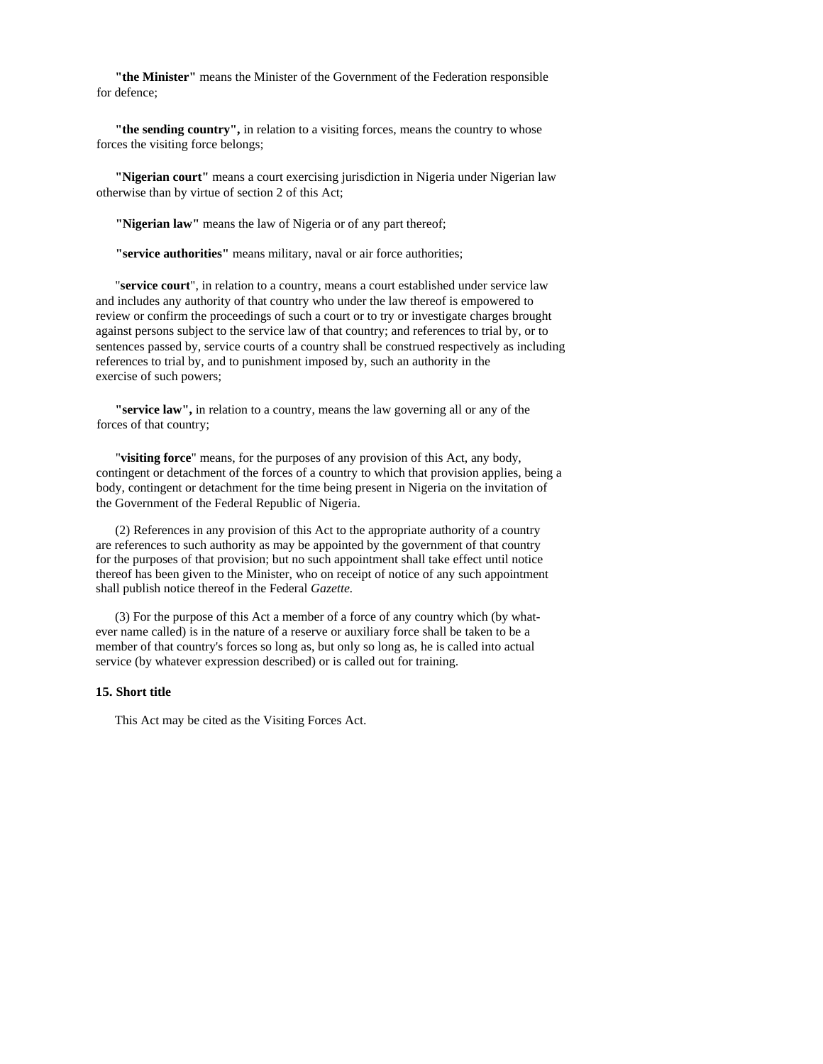**"the Minister"** means the Minister of the Government of the Federation responsible for defence;

**"the sending country",** in relation to a visiting forces, means the country to whose forces the visiting force belongs;

**"Nigerian court"** means a court exercising jurisdiction in Nigeria under Nigerian law otherwise than by virtue of section 2 of this Act;

**"Nigerian law"** means the law of Nigeria or of any part thereof;

**"service authorities"** means military, naval or air force authorities;

"**service court**", in relation to a country, means a court established under service law and includes any authority of that country who under the law thereof is empowered to review or confirm the proceedings of such a court or to try or investigate charges brought against persons subject to the service law of that country; and references to trial by, or to sentences passed by, service courts of a country shall be construed respectively as including references to trial by, and to punishment imposed by, such an authority in the exercise of such powers;

**"service law",** in relation to a country, means the law governing all or any of the forces of that country;

"**visiting force**" means, for the purposes of any provision of this Act, any body, contingent or detachment of the forces of a country to which that provision applies, being a body, contingent or detachment for the time being present in Nigeria on the invitation of the Government of the Federal Republic of Nigeria.

(2) References in any provision of this Act to the appropriate authority of a country are references to such authority as may be appointed by the government of that country for the purposes of that provision; but no such appointment shall take effect until notice thereof has been given to the Minister, who on receipt of notice of any such appointment shall publish notice thereof in the Federal *Gazette.*

(3) For the purpose of this Act a member of a force of any country which (by whatever name called) is in the nature of a reserve or auxiliary force shall be taken to be a member of that country's forces so long as, but only so long as, he is called into actual service (by whatever expression described) or is called out for training.

**15. Short title**

This Act may be cited as the Visiting Forces Act.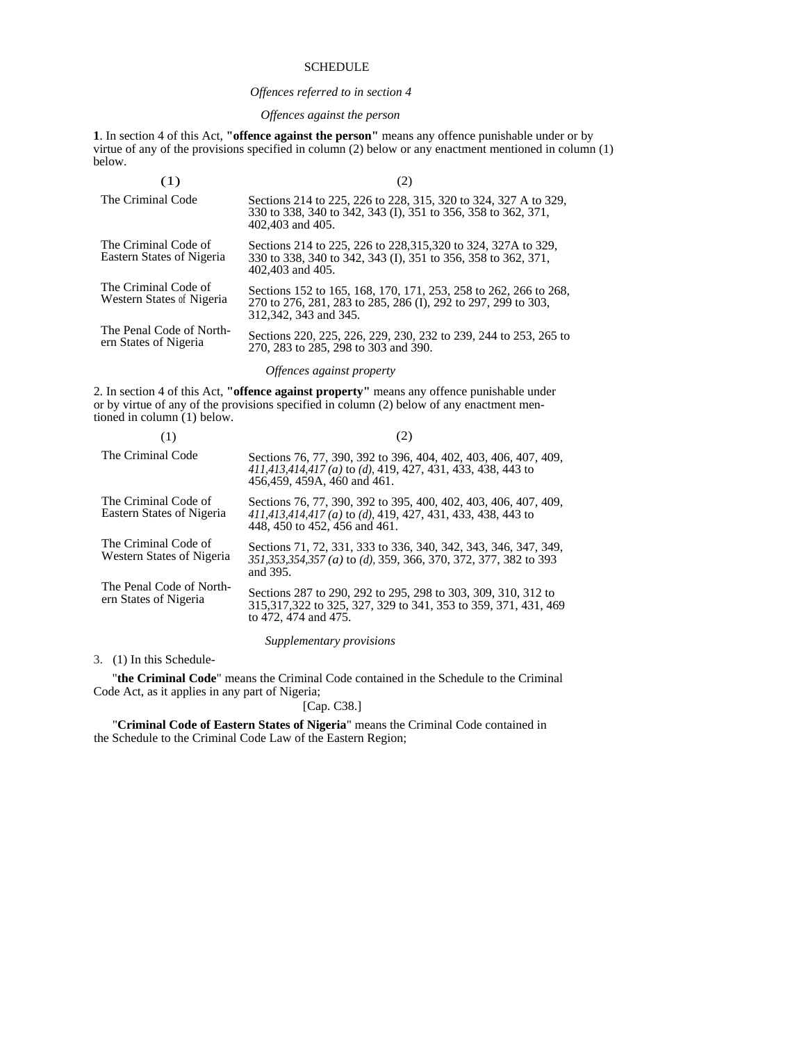SCHEDULE

*Offences referred to in section 4*

*Offences against the person*

**1**. In section 4 of this Act, **"offence against the person"** means any offence punishable under or by virtue of any of the provisions specified in column (2) below or any enactment mentioned in column (1) below.

| (1) | (2) |
|---|---|
| The Criminal Code | Sections 214 to 225, 226 to 228, 315, 320 to 324, 327 A to 329, 330 to 338, 340 to 342, 343 (I), 351 to 356, 358 to 362, 371, 402,403 and 405. |
| The Criminal Code of Eastern States of Nigeria | Sections 214 to 225, 226 to 228,315,320 to 324, 327A to 329, 330 to 338, 340 to 342, 343 (I), 351 to 356, 358 to 362, 371, 402,403 and 405. |
| The Criminal Code of Western States of Nigeria | Sections 152 to 165, 168, 170, 171, 253, 258 to 262, 266 to 268, 270 to 276, 281, 283 to 285, 286 (I), 292 to 297, 299 to 303, 312,342, 343 and 345. |
| The Penal Code of Northern States of Nigeria | Sections 220, 225, 226, 229, 230, 232 to 239, 244 to 253, 265 to 270, 283 to 285, 298 to 303 and 390. |

*Offences against property*

2. In section 4 of this Act, **"offence against property"** means any offence punishable under or by virtue of any of the provisions specified in column (2) below of any enactment mentioned in column (1) below.

| (1) | (2) |
|---|---|
| The Criminal Code | Sections 76, 77, 390, 392 to 396, 404, 402, 403, 406, 407, 409, *411,413,414,417 (a)* to *(d)*, 419, 427, 431, 433, 438, 443 to 456,459, 459A, 460 and 461. |
| The Criminal Code of Eastern States of Nigeria | Sections 76, 77, 390, 392 to 395, 400, 402, 403, 406, 407, 409, *411,413,414,417 (a)* to *(d)*, 419, 427, 431, 433, 438, 443 to 448, 450 to 452, 456 and 461. |
| The Criminal Code of Western States of Nigeria | Sections 71, 72, 331, 333 to 336, 340, 342, 343, 346, 347, 349, *351,353,354,357 (a)* to *(d)*, 359, 366, 370, 372, 377, 382 to 393 and 395. |
| The Penal Code of Northern States of Nigeria | Sections 287 to 290, 292 to 295, 298 to 303, 309, 310, 312 to 315,317,322 to 325, 327, 329 to 341, 353 to 359, 371, 431, 469 to 472, 474 and 475. |

*Supplementary provisions*

3. (1) In this Schedule-

"**the Criminal Code**" means the Criminal Code contained in the Schedule to the Criminal Code Act, as it applies in any part of Nigeria;

[Cap. C38.]

"**Criminal Code of Eastern States of Nigeria**" means the Criminal Code contained in the Schedule to the Criminal Code Law of the Eastern Region;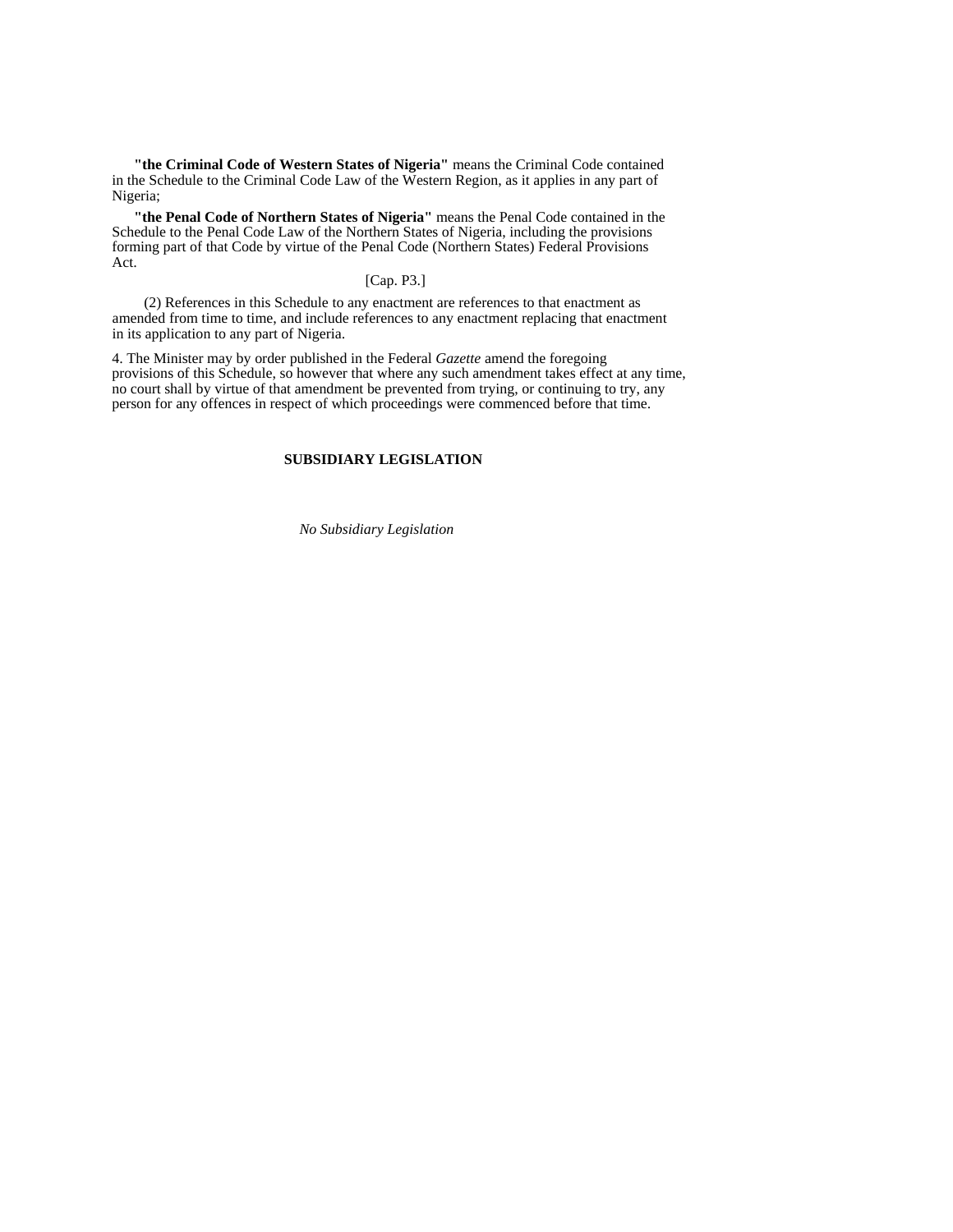**"the Criminal Code of Western States of Nigeria"** means the Criminal Code contained in the Schedule to the Criminal Code Law of the Western Region, as it applies in any part of Nigeria;

**"the Penal Code of Northern States of Nigeria"** means the Penal Code contained in the Schedule to the Penal Code Law of the Northern States of Nigeria, including the provisions forming part of that Code by virtue of the Penal Code (Northern States) Federal Provisions Act.

[Cap. P3.]

(2) References in this Schedule to any enactment are references to that enactment as amended from time to time, and include references to any enactment replacing that enactment in its application to any part of Nigeria.

4. The Minister may by order published in the Federal *Gazette* amend the foregoing provisions of this Schedule, so however that where any such amendment takes effect at any time, no court shall by virtue of that amendment be prevented from trying, or continuing to try, any person for any offences in respect of which proceedings were commenced before that time.

## SUBSIDIARY LEGISLATION

*No Subsidiary Legislation*